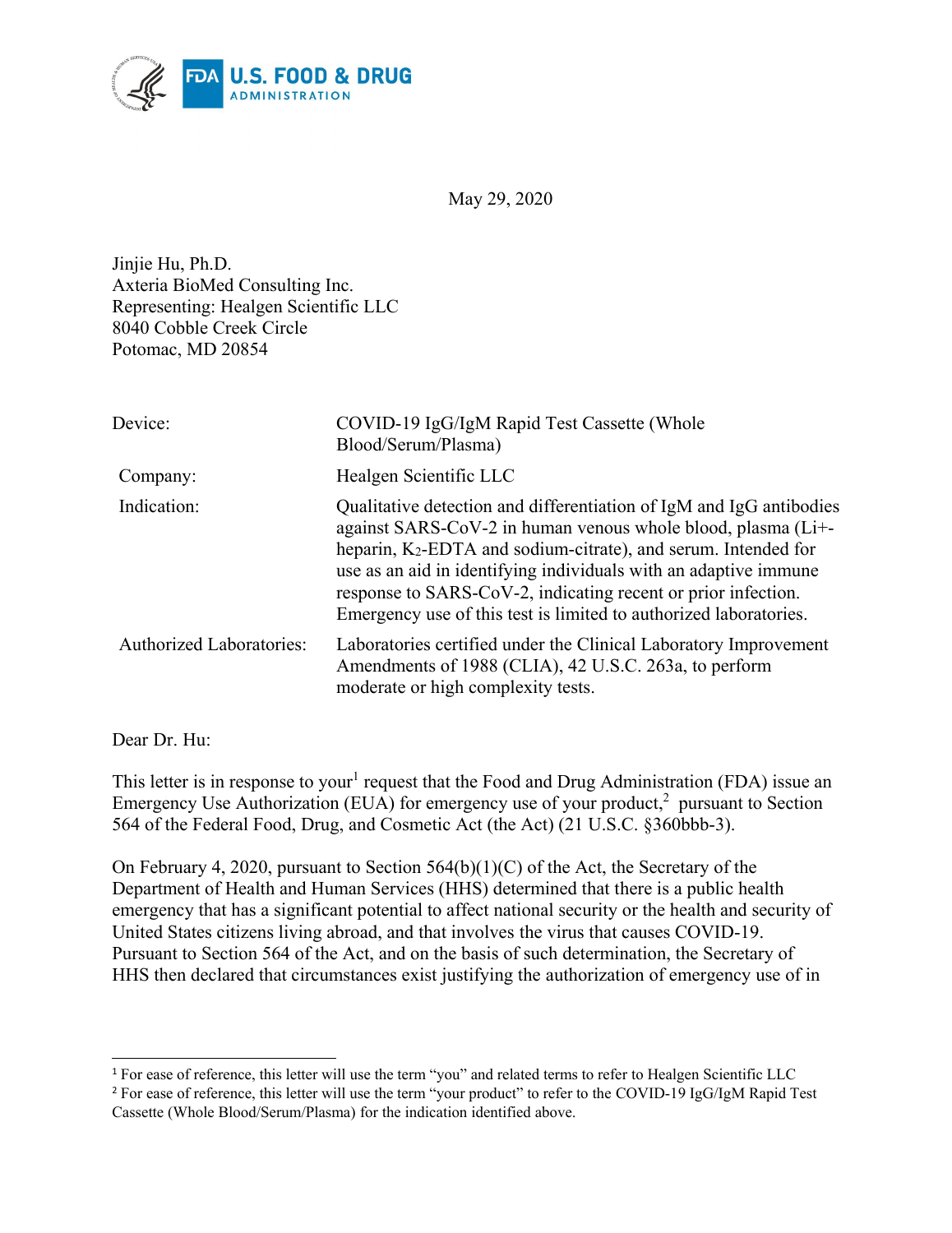May 29, 2020

Jinjie Hu, Ph.D.
Axteria BioMed Consulting Inc.
Representing: Healgen Scientific LLC
8040 Cobble Creek Circle
Potomac, MD 20854

| | |
|---|---|
| Device: | COVID-19 IgG/IgM Rapid Test Cassette (Whole Blood/Serum/Plasma) |
| Company: | Healgen Scientific LLC |
| Indication: | Qualitative detection and differentiation of IgM and IgG antibodies against SARS-CoV-2 in human venous whole blood, plasma ($Li^+$-heparin, $K_2$-EDTA and sodium-citrate), and serum. Intended for use as an aid in identifying individuals with an adaptive immune response to SARS-CoV-2, indicating recent or prior infection. Emergency use of this test is limited to authorized laboratories. |
| Authorized Laboratories: | Laboratories certified under the Clinical Laboratory Improvement Amendments of 1988 (CLIA), 42 U.S.C. 263a, to perform moderate or high complexity tests. |

Dear Dr. Hu:

This letter is in response to your[1] request that the Food and Drug Administration (FDA) issue an Emergency Use Authorization (EUA) for emergency use of your product,[2] pursuant to Section 564 of the Federal Food, Drug, and Cosmetic Act (the Act) (21 U.S.C. §360bbb-3).

On February 4, 2020, pursuant to Section 564(b)(1)(C) of the Act, the Secretary of the Department of Health and Human Services (HHS) determined that there is a public health emergency that has a significant potential to affect national security or the health and security of United States citizens living abroad, and that involves the virus that causes COVID-19. Pursuant to Section 564 of the Act, and on the basis of such determination, the Secretary of HHS then declared that circumstances exist justifying the authorization of emergency use of in

---

[1] For ease of reference, this letter will use the term "you" and related terms to refer to Healgen Scientific LLC

[2] For ease of reference, this letter will use the term "your product" to refer to the COVID-19 IgG/IgM Rapid Test Cassette (Whole Blood/Serum/Plasma) for the indication identified above.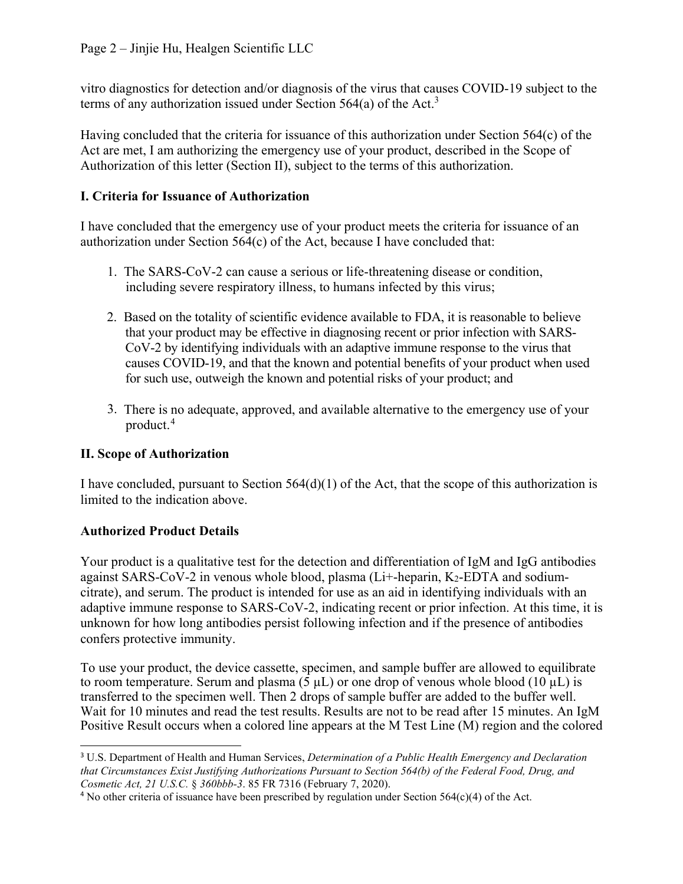vitro diagnostics for detection and/or diagnosis of the virus that causes COVID-19 subject to the terms of any authorization issued under Section 564(a) of the Act.[3]

Having concluded that the criteria for issuance of this authorization under Section 564(c) of the Act are met, I am authorizing the emergency use of your product, described in the Scope of Authorization of this letter (Section II), subject to the terms of this authorization.

## I. Criteria for Issuance of Authorization

I have concluded that the emergency use of your product meets the criteria for issuance of an authorization under Section 564(c) of the Act, because I have concluded that:

1. The SARS-CoV-2 can cause a serious or life-threatening disease or condition, including severe respiratory illness, to humans infected by this virus;

2. Based on the totality of scientific evidence available to FDA, it is reasonable to believe that your product may be effective in diagnosing recent or prior infection with SARS-CoV-2 by identifying individuals with an adaptive immune response to the virus that causes COVID-19, and that the known and potential benefits of your product when used for such use, outweigh the known and potential risks of your product; and

3. There is no adequate, approved, and available alternative to the emergency use of your product.[4]

## II. Scope of Authorization

I have concluded, pursuant to Section 564(d)(1) of the Act, that the scope of this authorization is limited to the indication above.

### Authorized Product Details

Your product is a qualitative test for the detection and differentiation of IgM and IgG antibodies against SARS-CoV-2 in venous whole blood, plasma (Li+-heparin, $K_2$-EDTA and sodium-citrate), and serum. The product is intended for use as an aid in identifying individuals with an adaptive immune response to SARS-CoV-2, indicating recent or prior infection. At this time, it is unknown for how long antibodies persist following infection and if the presence of antibodies confers protective immunity.

To use your product, the device cassette, specimen, and sample buffer are allowed to equilibrate to room temperature. Serum and plasma (5 µL) or one drop of venous whole blood (10 µL) is transferred to the specimen well. Then 2 drops of sample buffer are added to the buffer well. Wait for 10 minutes and read the test results. Results are not to be read after 15 minutes. An IgM Positive Result occurs when a colored line appears at the M Test Line (M) region and the colored

---

[3] U.S. Department of Health and Human Services, *Determination of a Public Health Emergency and Declaration that Circumstances Exist Justifying Authorizations Pursuant to Section 564(b) of the Federal Food, Drug, and Cosmetic Act, 21 U.S.C.* § *360bbb-3*. 85 FR 7316 (February 7, 2020).

[4] No other criteria of issuance have been prescribed by regulation under Section 564(c)(4) of the Act.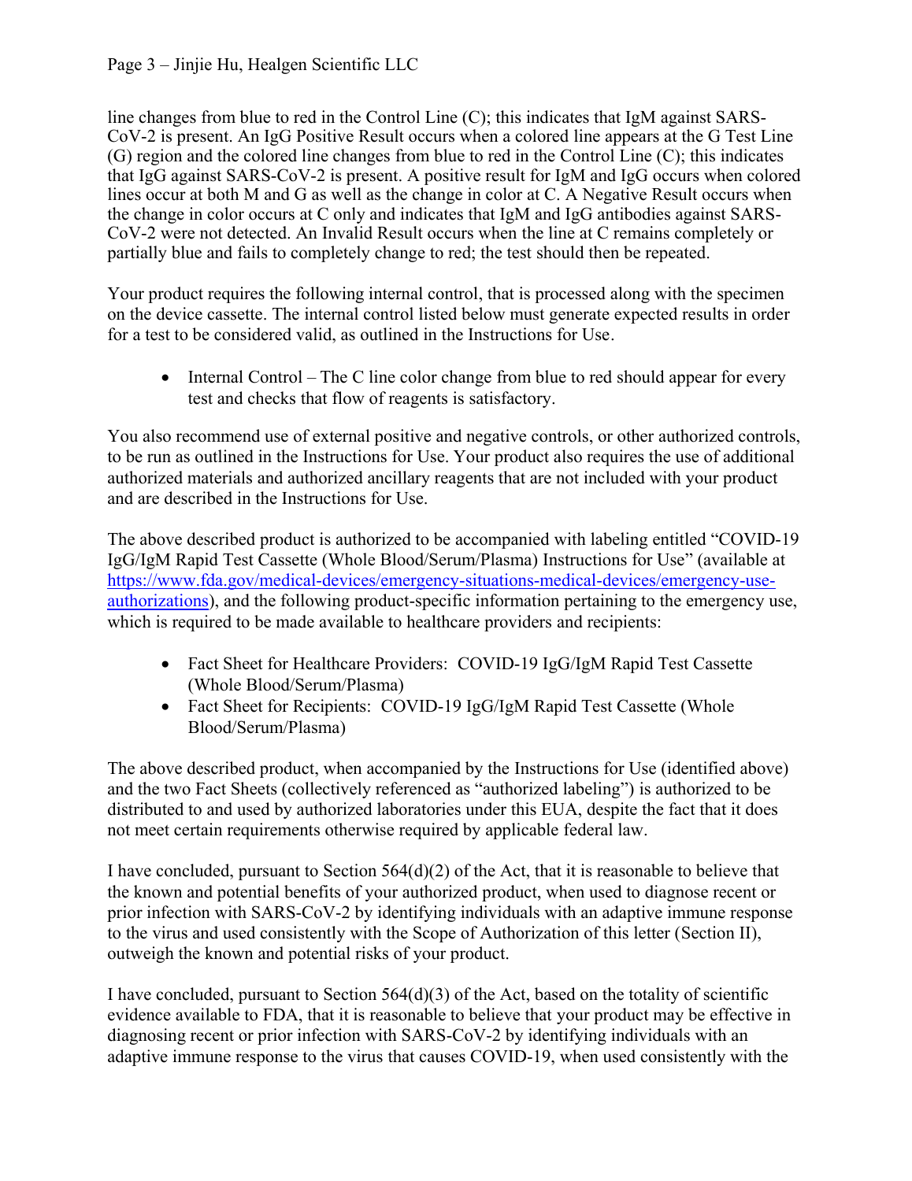line changes from blue to red in the Control Line (C); this indicates that IgM against SARS-CoV-2 is present. An IgG Positive Result occurs when a colored line appears at the G Test Line (G) region and the colored line changes from blue to red in the Control Line (C); this indicates that IgG against SARS-CoV-2 is present. A positive result for IgM and IgG occurs when colored lines occur at both M and G as well as the change in color at C. A Negative Result occurs when the change in color occurs at C only and indicates that IgM and IgG antibodies against SARS-CoV-2 were not detected. An Invalid Result occurs when the line at C remains completely or partially blue and fails to completely change to red; the test should then be repeated.

Your product requires the following internal control, that is processed along with the specimen on the device cassette. The internal control listed below must generate expected results in order for a test to be considered valid, as outlined in the Instructions for Use.

- Internal Control – The C line color change from blue to red should appear for every test and checks that flow of reagents is satisfactory.

You also recommend use of external positive and negative controls, or other authorized controls, to be run as outlined in the Instructions for Use. Your product also requires the use of additional authorized materials and authorized ancillary reagents that are not included with your product and are described in the Instructions for Use.

The above described product is authorized to be accompanied with labeling entitled "COVID-19 IgG/IgM Rapid Test Cassette (Whole Blood/Serum/Plasma) Instructions for Use" (available at https://www.fda.gov/medical-devices/emergency-situations-medical-devices/emergency-use-authorizations), and the following product-specific information pertaining to the emergency use, which is required to be made available to healthcare providers and recipients:

- Fact Sheet for Healthcare Providers: COVID-19 IgG/IgM Rapid Test Cassette (Whole Blood/Serum/Plasma)
- Fact Sheet for Recipients: COVID-19 IgG/IgM Rapid Test Cassette (Whole Blood/Serum/Plasma)

The above described product, when accompanied by the Instructions for Use (identified above) and the two Fact Sheets (collectively referenced as "authorized labeling") is authorized to be distributed to and used by authorized laboratories under this EUA, despite the fact that it does not meet certain requirements otherwise required by applicable federal law.

I have concluded, pursuant to Section 564(d)(2) of the Act, that it is reasonable to believe that the known and potential benefits of your authorized product, when used to diagnose recent or prior infection with SARS-CoV-2 by identifying individuals with an adaptive immune response to the virus and used consistently with the Scope of Authorization of this letter (Section II), outweigh the known and potential risks of your product.

I have concluded, pursuant to Section 564(d)(3) of the Act, based on the totality of scientific evidence available to FDA, that it is reasonable to believe that your product may be effective in diagnosing recent or prior infection with SARS-CoV-2 by identifying individuals with an adaptive immune response to the virus that causes COVID-19, when used consistently with the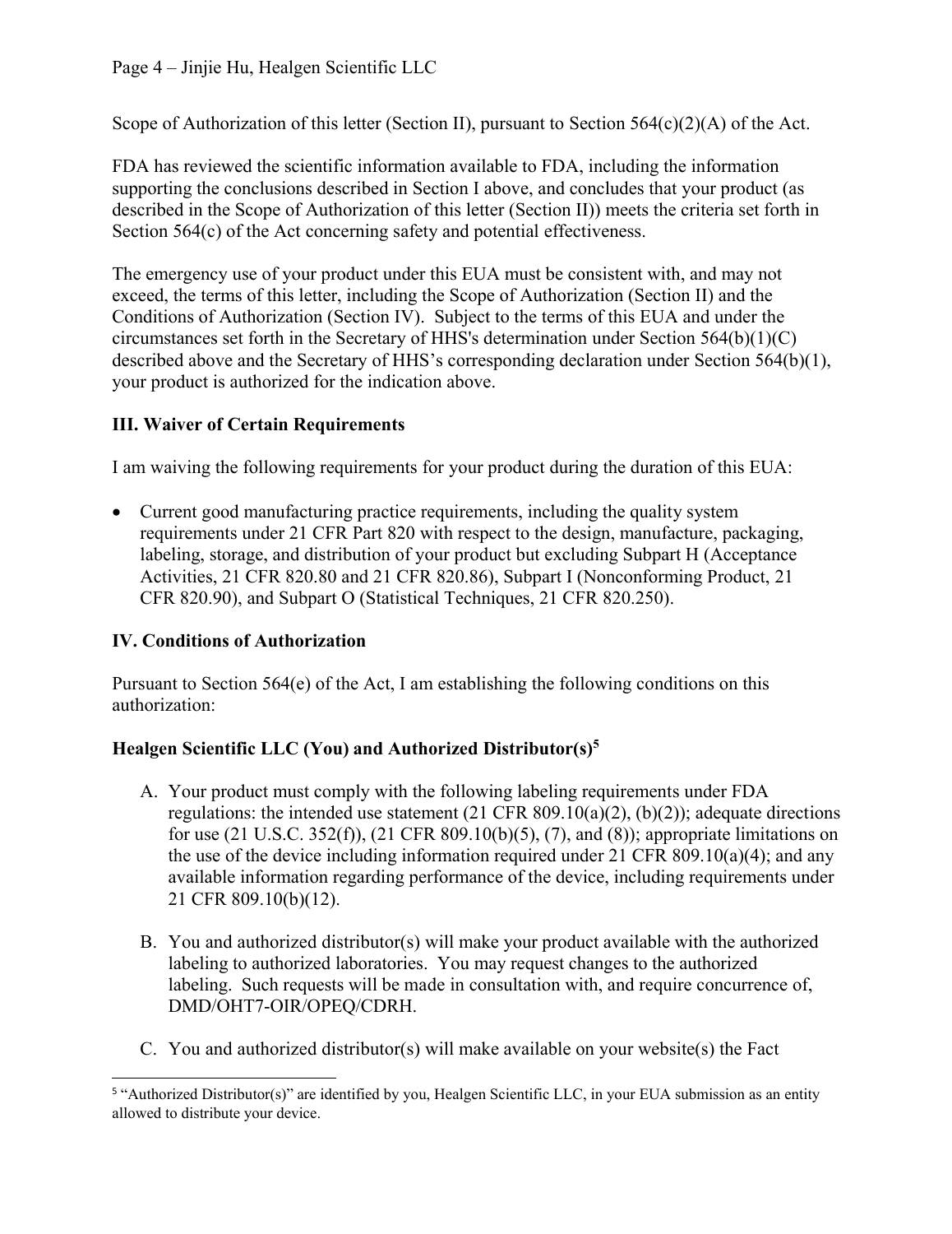Scope of Authorization of this letter (Section II), pursuant to Section 564(c)(2)(A) of the Act.

FDA has reviewed the scientific information available to FDA, including the information supporting the conclusions described in Section I above, and concludes that your product (as described in the Scope of Authorization of this letter (Section II)) meets the criteria set forth in Section 564(c) of the Act concerning safety and potential effectiveness.

The emergency use of your product under this EUA must be consistent with, and may not exceed, the terms of this letter, including the Scope of Authorization (Section II) and the Conditions of Authorization (Section IV). Subject to the terms of this EUA and under the circumstances set forth in the Secretary of HHS's determination under Section 564(b)(1)(C) described above and the Secretary of HHS's corresponding declaration under Section 564(b)(1), your product is authorized for the indication above.

## III. Waiver of Certain Requirements

I am waiving the following requirements for your product during the duration of this EUA:

- Current good manufacturing practice requirements, including the quality system requirements under 21 CFR Part 820 with respect to the design, manufacture, packaging, labeling, storage, and distribution of your product but excluding Subpart H (Acceptance Activities, 21 CFR 820.80 and 21 CFR 820.86), Subpart I (Nonconforming Product, 21 CFR 820.90), and Subpart O (Statistical Techniques, 21 CFR 820.250).

## IV. Conditions of Authorization

Pursuant to Section 564(e) of the Act, I am establishing the following conditions on this authorization:

### Healgen Scientific LLC (You) and Authorized Distributor(s)[5]

A. Your product must comply with the following labeling requirements under FDA regulations: the intended use statement (21 CFR 809.10(a)(2), (b)(2)); adequate directions for use (21 U.S.C. 352(f)), (21 CFR 809.10(b)(5), (7), and (8)); appropriate limitations on the use of the device including information required under 21 CFR 809.10(a)(4); and any available information regarding performance of the device, including requirements under 21 CFR 809.10(b)(12).

B. You and authorized distributor(s) will make your product available with the authorized labeling to authorized laboratories. You may request changes to the authorized labeling. Such requests will be made in consultation with, and require concurrence of, DMD/OHT7-OIR/OPEQ/CDRH.

C. You and authorized distributor(s) will make available on your website(s) the Fact

[5] "Authorized Distributor(s)" are identified by you, Healgen Scientific LLC, in your EUA submission as an entity allowed to distribute your device.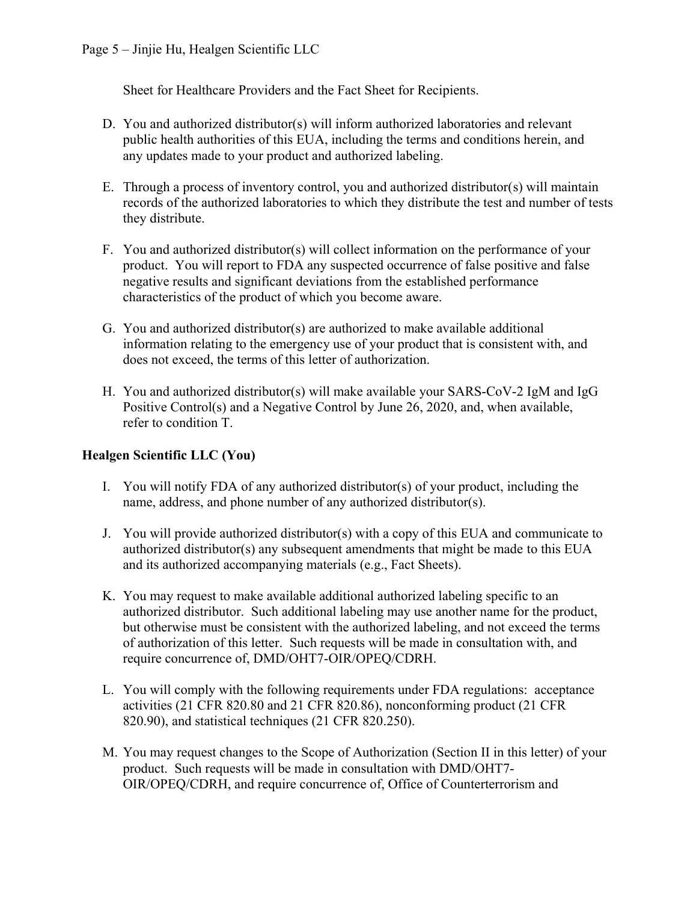Sheet for Healthcare Providers and the Fact Sheet for Recipients.

D. You and authorized distributor(s) will inform authorized laboratories and relevant public health authorities of this EUA, including the terms and conditions herein, and any updates made to your product and authorized labeling.

E. Through a process of inventory control, you and authorized distributor(s) will maintain records of the authorized laboratories to which they distribute the test and number of tests they distribute.

F. You and authorized distributor(s) will collect information on the performance of your product. You will report to FDA any suspected occurrence of false positive and false negative results and significant deviations from the established performance characteristics of the product of which you become aware.

G. You and authorized distributor(s) are authorized to make available additional information relating to the emergency use of your product that is consistent with, and does not exceed, the terms of this letter of authorization.

H. You and authorized distributor(s) will make available your SARS-CoV-2 IgM and IgG Positive Control(s) and a Negative Control by June 26, 2020, and, when available, refer to condition T.

**Healgen Scientific LLC (You)**

I. You will notify FDA of any authorized distributor(s) of your product, including the name, address, and phone number of any authorized distributor(s).

J. You will provide authorized distributor(s) with a copy of this EUA and communicate to authorized distributor(s) any subsequent amendments that might be made to this EUA and its authorized accompanying materials (e.g., Fact Sheets).

K. You may request to make available additional authorized labeling specific to an authorized distributor. Such additional labeling may use another name for the product, but otherwise must be consistent with the authorized labeling, and not exceed the terms of authorization of this letter. Such requests will be made in consultation with, and require concurrence of, DMD/OHT7-OIR/OPEQ/CDRH.

L. You will comply with the following requirements under FDA regulations: acceptance activities (21 CFR 820.80 and 21 CFR 820.86), nonconforming product (21 CFR 820.90), and statistical techniques (21 CFR 820.250).

M. You may request changes to the Scope of Authorization (Section II in this letter) of your product. Such requests will be made in consultation with DMD/OHT7-OIR/OPEQ/CDRH, and require concurrence of, Office of Counterterrorism and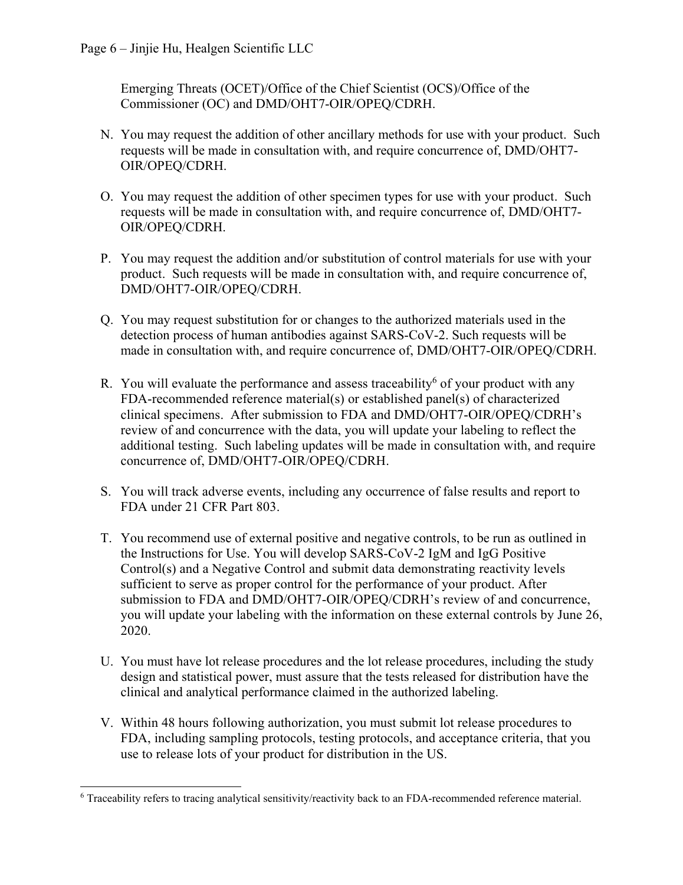Emerging Threats (OCET)/Office of the Chief Scientist (OCS)/Office of the Commissioner (OC) and DMD/OHT7-OIR/OPEQ/CDRH.

N. You may request the addition of other ancillary methods for use with your product. Such requests will be made in consultation with, and require concurrence of, DMD/OHT7-OIR/OPEQ/CDRH.

O. You may request the addition of other specimen types for use with your product. Such requests will be made in consultation with, and require concurrence of, DMD/OHT7-OIR/OPEQ/CDRH.

P. You may request the addition and/or substitution of control materials for use with your product. Such requests will be made in consultation with, and require concurrence of, DMD/OHT7-OIR/OPEQ/CDRH.

Q. You may request substitution for or changes to the authorized materials used in the detection process of human antibodies against SARS-CoV-2. Such requests will be made in consultation with, and require concurrence of, DMD/OHT7-OIR/OPEQ/CDRH.

R. You will evaluate the performance and assess traceability[6] of your product with any FDA-recommended reference material(s) or established panel(s) of characterized clinical specimens. After submission to FDA and DMD/OHT7-OIR/OPEQ/CDRH's review of and concurrence with the data, you will update your labeling to reflect the additional testing. Such labeling updates will be made in consultation with, and require concurrence of, DMD/OHT7-OIR/OPEQ/CDRH.

S. You will track adverse events, including any occurrence of false results and report to FDA under 21 CFR Part 803.

T. You recommend use of external positive and negative controls, to be run as outlined in the Instructions for Use. You will develop SARS-CoV-2 IgM and IgG Positive Control(s) and a Negative Control and submit data demonstrating reactivity levels sufficient to serve as proper control for the performance of your product. After submission to FDA and DMD/OHT7-OIR/OPEQ/CDRH's review of and concurrence, you will update your labeling with the information on these external controls by June 26, 2020.

U. You must have lot release procedures and the lot release procedures, including the study design and statistical power, must assure that the tests released for distribution have the clinical and analytical performance claimed in the authorized labeling.

V. Within 48 hours following authorization, you must submit lot release procedures to FDA, including sampling protocols, testing protocols, and acceptance criteria, that you use to release lots of your product for distribution in the US.

[6] Traceability refers to tracing analytical sensitivity/reactivity back to an FDA-recommended reference material.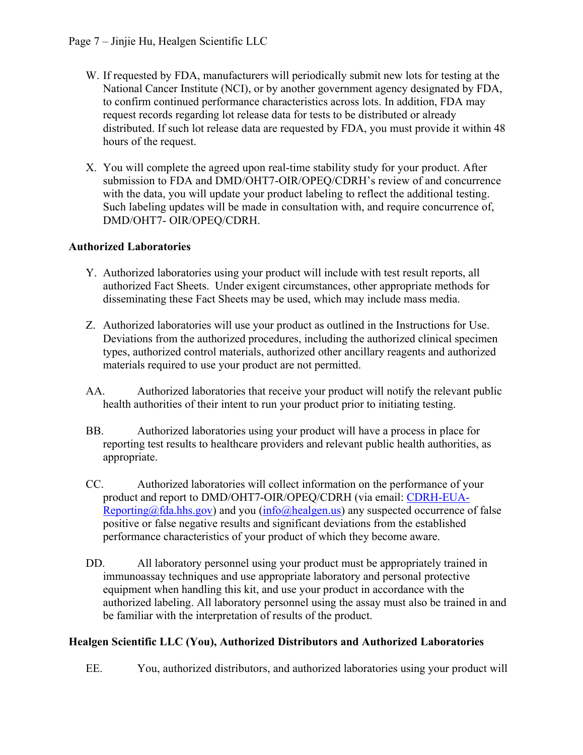W. If requested by FDA, manufacturers will periodically submit new lots for testing at the National Cancer Institute (NCI), or by another government agency designated by FDA, to confirm continued performance characteristics across lots. In addition, FDA may request records regarding lot release data for tests to be distributed or already distributed. If such lot release data are requested by FDA, you must provide it within 48 hours of the request.

X. You will complete the agreed upon real-time stability study for your product. After submission to FDA and DMD/OHT7-OIR/OPEQ/CDRH's review of and concurrence with the data, you will update your product labeling to reflect the additional testing. Such labeling updates will be made in consultation with, and require concurrence of, DMD/OHT7- OIR/OPEQ/CDRH.

**Authorized Laboratories**

Y. Authorized laboratories using your product will include with test result reports, all authorized Fact Sheets. Under exigent circumstances, other appropriate methods for disseminating these Fact Sheets may be used, which may include mass media.

Z. Authorized laboratories will use your product as outlined in the Instructions for Use. Deviations from the authorized procedures, including the authorized clinical specimen types, authorized control materials, authorized other ancillary reagents and authorized materials required to use your product are not permitted.

AA. Authorized laboratories that receive your product will notify the relevant public health authorities of their intent to run your product prior to initiating testing.

BB. Authorized laboratories using your product will have a process in place for reporting test results to healthcare providers and relevant public health authorities, as appropriate.

CC. Authorized laboratories will collect information on the performance of your product and report to DMD/OHT7-OIR/OPEQ/CDRH (via email: CDRH-EUA-Reporting@fda.hhs.gov) and you (info@healgen.us) any suspected occurrence of false positive or false negative results and significant deviations from the established performance characteristics of your product of which they become aware.

DD. All laboratory personnel using your product must be appropriately trained in immunoassay techniques and use appropriate laboratory and personal protective equipment when handling this kit, and use your product in accordance with the authorized labeling. All laboratory personnel using the assay must also be trained in and be familiar with the interpretation of results of the product.

**Healgen Scientific LLC (You), Authorized Distributors and Authorized Laboratories**

EE. You, authorized distributors, and authorized laboratories using your product will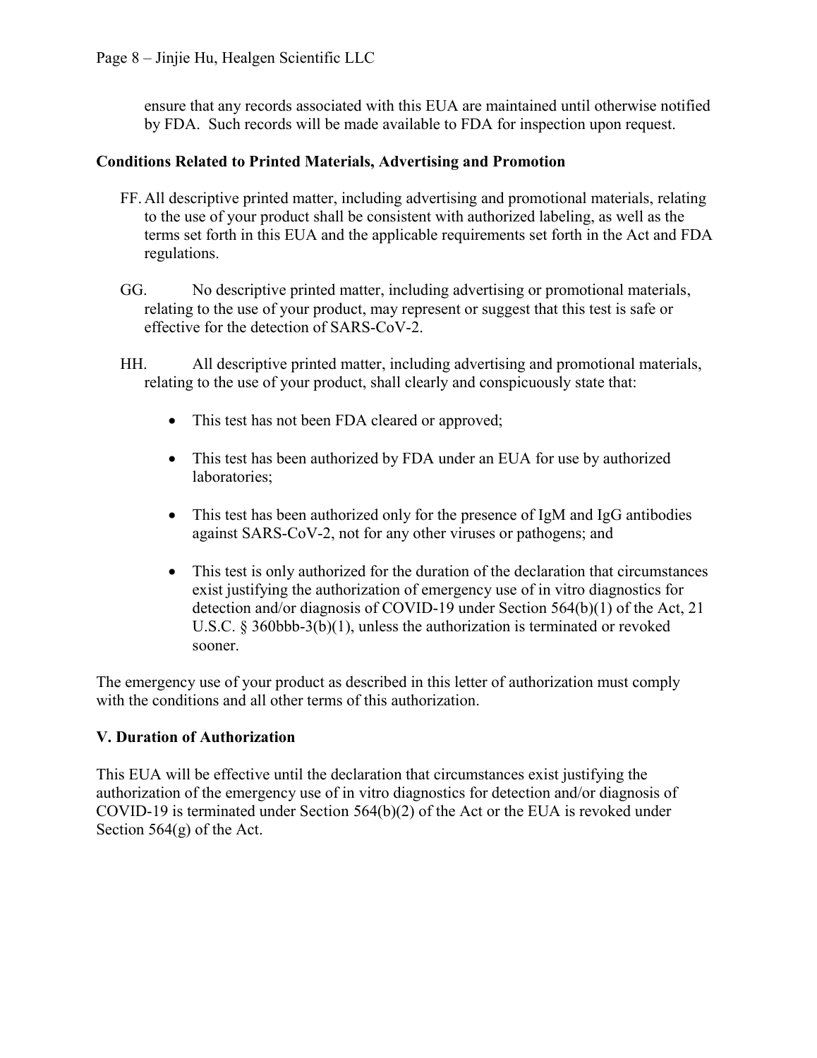ensure that any records associated with this EUA are maintained until otherwise notified by FDA. Such records will be made available to FDA for inspection upon request.

**Conditions Related to Printed Materials, Advertising and Promotion**

FF. All descriptive printed matter, including advertising and promotional materials, relating to the use of your product shall be consistent with authorized labeling, as well as the terms set forth in this EUA and the applicable requirements set forth in the Act and FDA regulations.

GG. No descriptive printed matter, including advertising or promotional materials, relating to the use of your product, may represent or suggest that this test is safe or effective for the detection of SARS-CoV-2.

HH. All descriptive printed matter, including advertising and promotional materials, relating to the use of your product, shall clearly and conspicuously state that:

- This test has not been FDA cleared or approved;
- This test has been authorized by FDA under an EUA for use by authorized laboratories;
- This test has been authorized only for the presence of IgM and IgG antibodies against SARS-CoV-2, not for any other viruses or pathogens; and
- This test is only authorized for the duration of the declaration that circumstances exist justifying the authorization of emergency use of in vitro diagnostics for detection and/or diagnosis of COVID-19 under Section 564(b)(1) of the Act, 21 U.S.C. § 360bbb-3(b)(1), unless the authorization is terminated or revoked sooner.

The emergency use of your product as described in this letter of authorization must comply with the conditions and all other terms of this authorization.

## V. Duration of Authorization

This EUA will be effective until the declaration that circumstances exist justifying the authorization of the emergency use of in vitro diagnostics for detection and/or diagnosis of COVID-19 is terminated under Section 564(b)(2) of the Act or the EUA is revoked under Section 564(g) of the Act.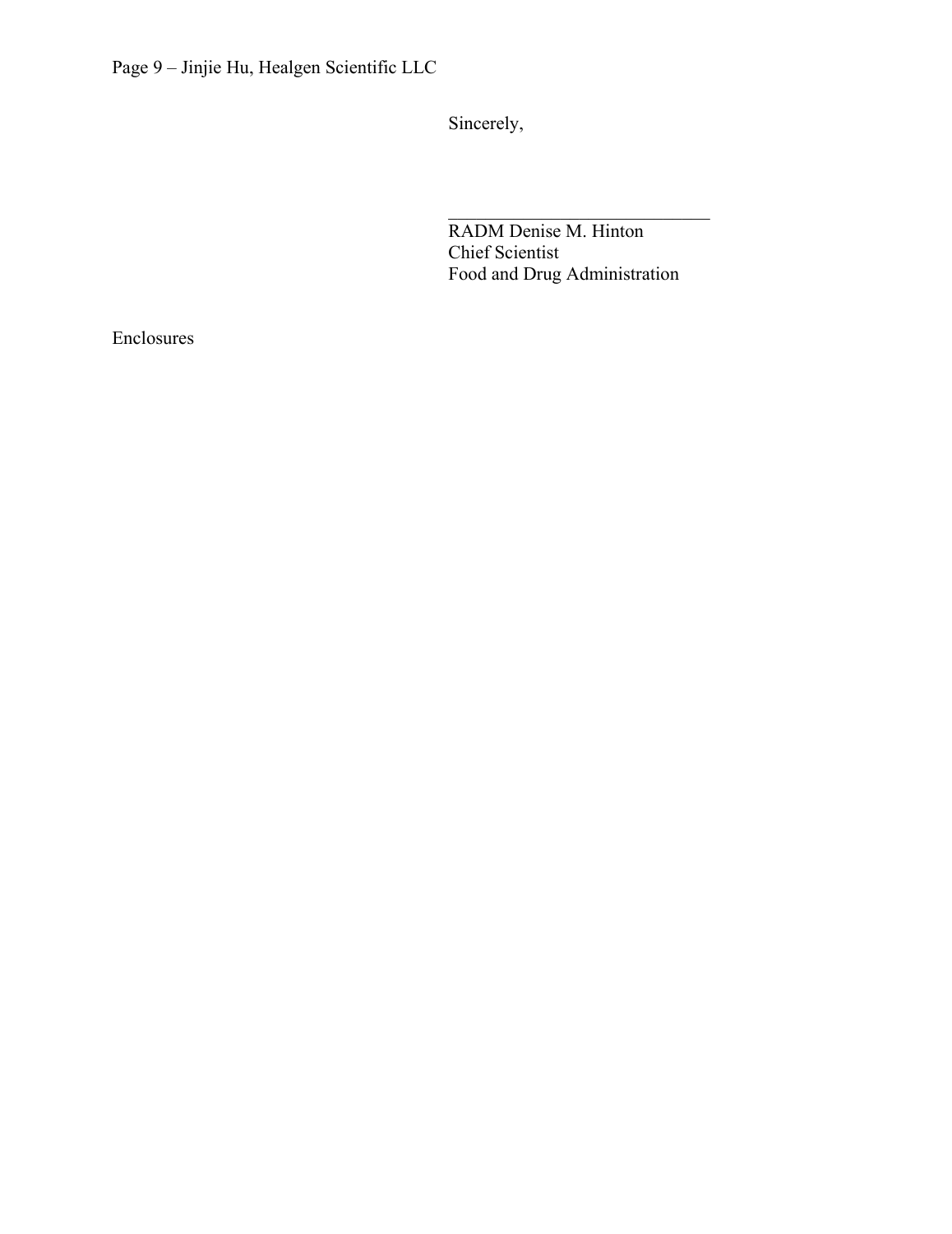Sincerely,

\_\_\_\_\_\_\_\_\_\_\_\_\_\_\_\_\_\_\_\_\_\_\_\_\_\_\_\_

RADM Denise M. Hinton
Chief Scientist
Food and Drug Administration

Enclosures